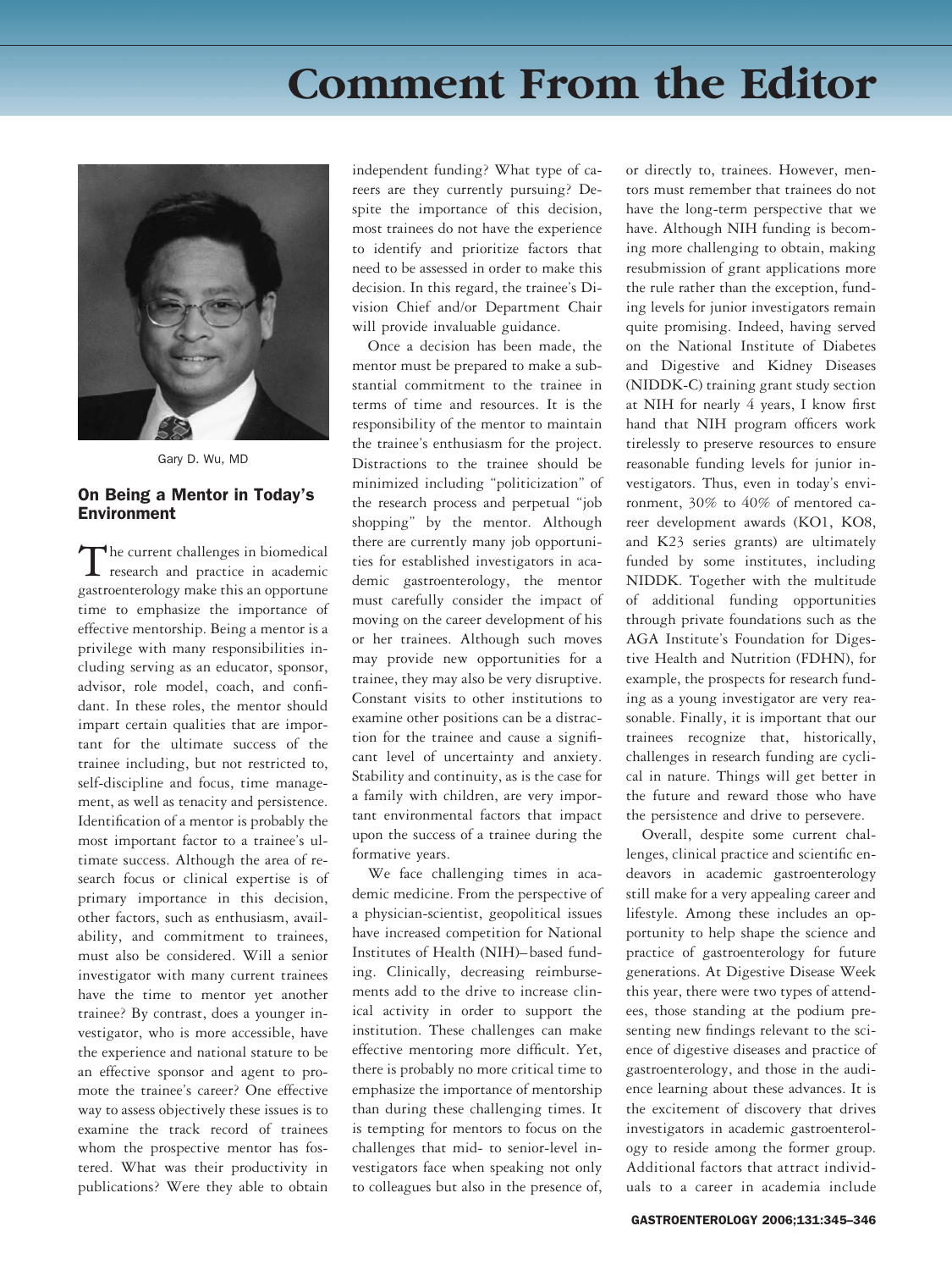# Comment From the Editor

Gary D. Wu, MD

## On Being a Mentor in Today's Environment

The current challenges in biomedical research and practice in academic gastroenterology make this an opportune time to emphasize the importance of effective mentorship. Being a mentor is a privilege with many responsibilities including serving as an educator, sponsor, advisor, role model, coach, and confidant. In these roles, the mentor should impart certain qualities that are important for the ultimate success of the trainee including, but not restricted to, self-discipline and focus, time management, as well as tenacity and persistence. Identification of a mentor is probably the most important factor to a trainee's ultimate success. Although the area of research focus or clinical expertise is of primary importance in this decision, other factors, such as enthusiasm, availability, and commitment to trainees, must also be considered. Will a senior investigator with many current trainees have the time to mentor yet another trainee? By contrast, does a younger investigator, who is more accessible, have the experience and national stature to be an effective sponsor and agent to promote the trainee's career? One effective way to assess objectively these issues is to examine the track record of trainees whom the prospective mentor has fostered. What was their productivity in publications? Were they able to obtain independent funding? What type of careers are they currently pursuing? Despite the importance of this decision, most trainees do not have the experience to identify and prioritize factors that need to be assessed in order to make this decision. In this regard, the trainee's Division Chief and/or Department Chair will provide invaluable guidance.

Once a decision has been made, the mentor must be prepared to make a substantial commitment to the trainee in terms of time and resources. It is the responsibility of the mentor to maintain the trainee's enthusiasm for the project. Distractions to the trainee should be minimized including "politicization" of the research process and perpetual "job shopping" by the mentor. Although there are currently many job opportunities for established investigators in academic gastroenterology, the mentor must carefully consider the impact of moving on the career development of his or her trainees. Although such moves may provide new opportunities for a trainee, they may also be very disruptive. Constant visits to other institutions to examine other positions can be a distraction for the trainee and cause a significant level of uncertainty and anxiety. Stability and continuity, as is the case for a family with children, are very important environmental factors that impact upon the success of a trainee during the formative years.

We face challenging times in academic medicine. From the perspective of a physician-scientist, geopolitical issues have increased competition for National Institutes of Health (NIH)–based funding. Clinically, decreasing reimbursements add to the drive to increase clinical activity in order to support the institution. These challenges can make effective mentoring more difficult. Yet, there is probably no more critical time to emphasize the importance of mentorship than during these challenging times. It is tempting for mentors to focus on the challenges that mid- to senior-level investigators face when speaking not only to colleagues but also in the presence of, or directly to, trainees. However, mentors must remember that trainees do not have the long-term perspective that we have. Although NIH funding is becoming more challenging to obtain, making resubmission of grant applications more the rule rather than the exception, funding levels for junior investigators remain quite promising. Indeed, having served on the National Institute of Diabetes and Digestive and Kidney Diseases (NIDDK-C) training grant study section at NIH for nearly 4 years, I know first hand that NIH program officers work tirelessly to preserve resources to ensure reasonable funding levels for junior investigators. Thus, even in today's environment, 30% to 40% of mentored career development awards (KO1, KO8, and K23 series grants) are ultimately funded by some institutes, including NIDDK. Together with the multitude of additional funding opportunities through private foundations such as the AGA Institute's Foundation for Digestive Health and Nutrition (FDHN), for example, the prospects for research funding as a young investigator are very reasonable. Finally, it is important that our trainees recognize that, historically, challenges in research funding are cyclical in nature. Things will get better in the future and reward those who have the persistence and drive to persevere.

Overall, despite some current challenges, clinical practice and scientific endeavors in academic gastroenterology still make for a very appealing career and lifestyle. Among these includes an opportunity to help shape the science and practice of gastroenterology for future generations. At Digestive Disease Week this year, there were two types of attendees, those standing at the podium presenting new findings relevant to the science of digestive diseases and practice of gastroenterology, and those in the audience learning about these advances. It is the excitement of discovery that drives investigators in academic gastroenterology to reside among the former group. Additional factors that attract individuals to a career in academia include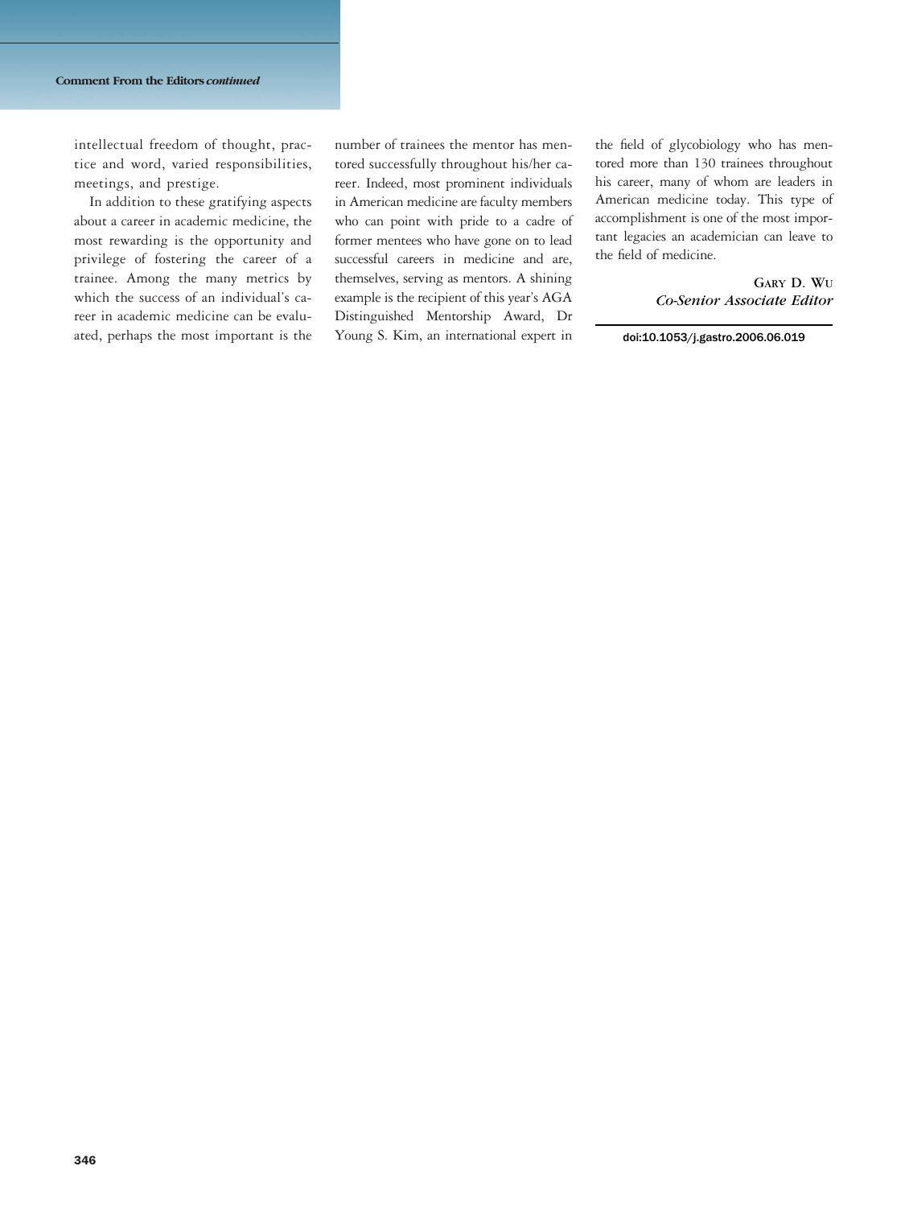intellectual freedom of thought, practice and word, varied responsibilities, meetings, and prestige.

In addition to these gratifying aspects about a career in academic medicine, the most rewarding is the opportunity and privilege of fostering the career of a trainee. Among the many metrics by which the success of an individual's career in academic medicine can be evaluated, perhaps the most important is the number of trainees the mentor has mentored successfully throughout his/her career. Indeed, most prominent individuals in American medicine are faculty members who can point with pride to a cadre of former mentees who have gone on to lead successful careers in medicine and are, themselves, serving as mentors. A shining example is the recipient of this year's AGA Distinguished Mentorship Award, Dr Young S. Kim, an international expert in the field of glycobiology who has mentored more than 130 trainees throughout his career, many of whom are leaders in American medicine today. This type of accomplishment is one of the most important legacies an academician can leave to the field of medicine.

GARY D. WU
*Co-Senior Associate Editor*

doi:10.1053/j.gastro.2006.06.019